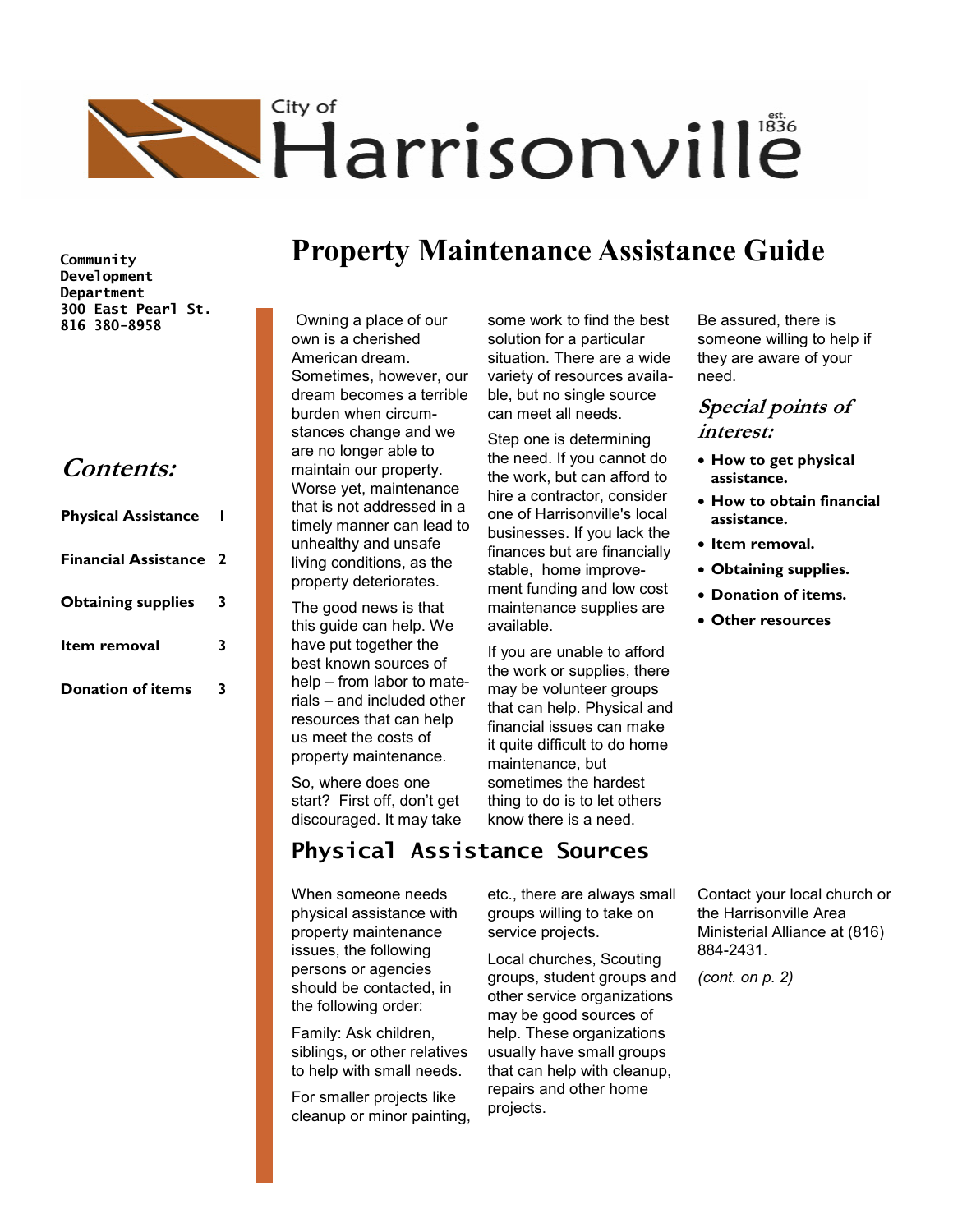City of Harrisonville est. 1836

**Community Development Department**
**300 East Pearl St.**
**816 380-8958**

## *Contents:*

| | |
|---|---|
| **Physical Assistance** | **1** |
| **Financial Assistance** | **2** |
| **Obtaining supplies** | **3** |
| **Item removal** | **3** |
| **Donation of items** | **3** |

# Property Maintenance Assistance Guide

Owning a place of our own is a cherished American dream. Sometimes, however, our dream becomes a terrible burden when circumstances change and we are no longer able to maintain our property. Worse yet, maintenance that is not addressed in a timely manner can lead to unhealthy and unsafe living conditions, as the property deteriorates.

The good news is that this guide can help. We have put together the best known sources of help – from labor to materials – and included other resources that can help us meet the costs of property maintenance.

So, where does one start? First off, don't get discouraged. It may take some work to find the best solution for a particular situation. There are a wide variety of resources available, but no single source can meet all needs.

Step one is determining the need. If you cannot do the work, but can afford to hire a contractor, consider one of Harrisonville's local businesses. If you lack the finances but are financially stable, home improvement funding and low cost maintenance supplies are available.

If you are unable to afford the work or supplies, there may be volunteer groups that can help. Physical and financial issues can make it quite difficult to do home maintenance, but sometimes the hardest thing to do is to let others know there is a need.

Be assured, there is someone willing to help if they are aware of your need.

### *Special points of interest:*

- **How to get physical assistance.**
- **How to obtain financial assistance.**
- **Item removal.**
- **Obtaining supplies.**
- **Donation of items.**
- **Other resources**

## Physical Assistance Sources

When someone needs physical assistance with property maintenance issues, the following persons or agencies should be contacted, in the following order:

Family: Ask children, siblings, or other relatives to help with small needs.

For smaller projects like cleanup or minor painting, etc., there are always small groups willing to take on service projects.

Local churches, Scouting groups, student groups and other service organizations may be good sources of help. These organizations usually have small groups that can help with cleanup, repairs and other home projects.

Contact your local church or the Harrisonville Area Ministerial Alliance at (816) 884-2431.

*(cont. on p. 2)*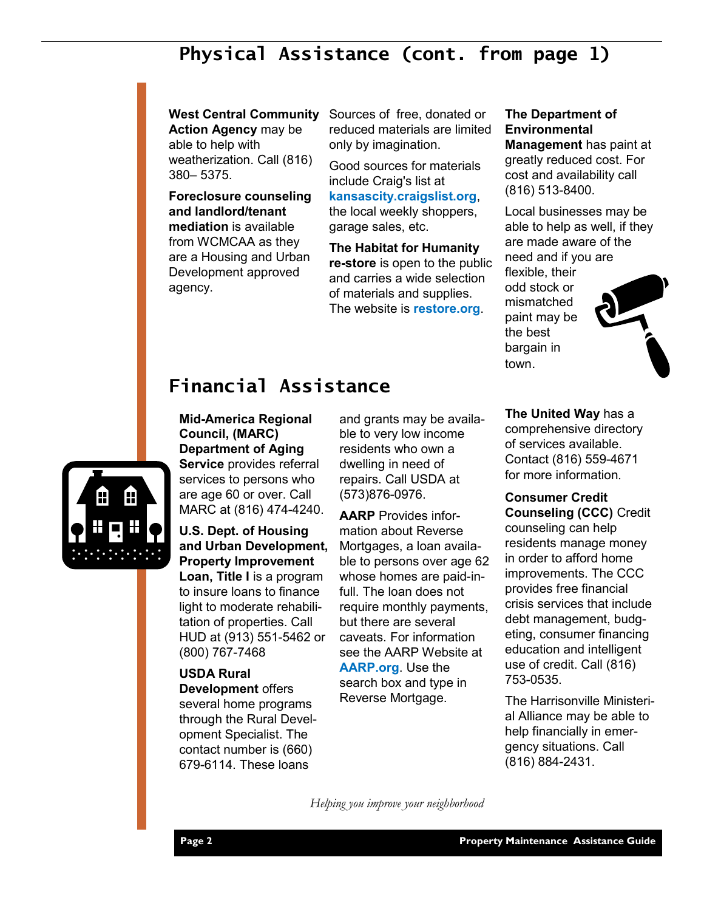# Physical Assistance (cont. from page 1)

**West Central Community Action Agency** may be able to help with weatherization. Call (816) 380– 5375.

**Foreclosure counseling and landlord/tenant mediation** is available from WCMCAA as they are a Housing and Urban Development approved agency.

Sources of free, donated or reduced materials are limited only by imagination.

Good sources for materials include Craig's list at **kansascity.craigslist.org**, the local weekly shoppers, garage sales, etc.

**The Habitat for Humanity re-store** is open to the public and carries a wide selection of materials and supplies. The website is **restore.org**.

**The Department of Environmental Management** has paint at greatly reduced cost. For cost and availability call (816) 513-8400.

Local businesses may be able to help as well, if they are made aware of the need and if you are flexible, their odd stock or mismatched paint may be the best bargain in town.

# Financial Assistance

**Mid-America Regional Council, (MARC) Department of Aging Service** provides referral services to persons who are age 60 or over. Call MARC at (816) 474-4240.

**U.S. Dept. of Housing and Urban Development, Property Improvement Loan, Title I** is a program to insure loans to finance light to moderate rehabilitation of properties. Call HUD at (913) 551-5462 or (800) 767-7468

**USDA Rural Development** offers several home programs through the Rural Development Specialist. The contact number is (660) 679-6114. These loans and grants may be available to very low income residents who own a dwelling in need of repairs. Call USDA at (573)876-0976.

**AARP** Provides information about Reverse Mortgages, a loan available to persons over age 62 whose homes are paid-in-full. The loan does not require monthly payments, but there are several caveats. For information see the AARP Website at **AARP.org**. Use the search box and type in Reverse Mortgage.

**The United Way** has a comprehensive directory of services available. Contact (816) 559-4671 for more information.

**Consumer Credit Counseling (CCC)** Credit counseling can help residents manage money in order to afford home improvements. The CCC provides free financial crisis services that include debt management, budgeting, consumer financing education and intelligent use of credit. Call (816) 753-0535.

The Harrisonville Ministerial Alliance may be able to help financially in emergency situations. Call (816) 884-2431.

*Helping you improve your neighborhood*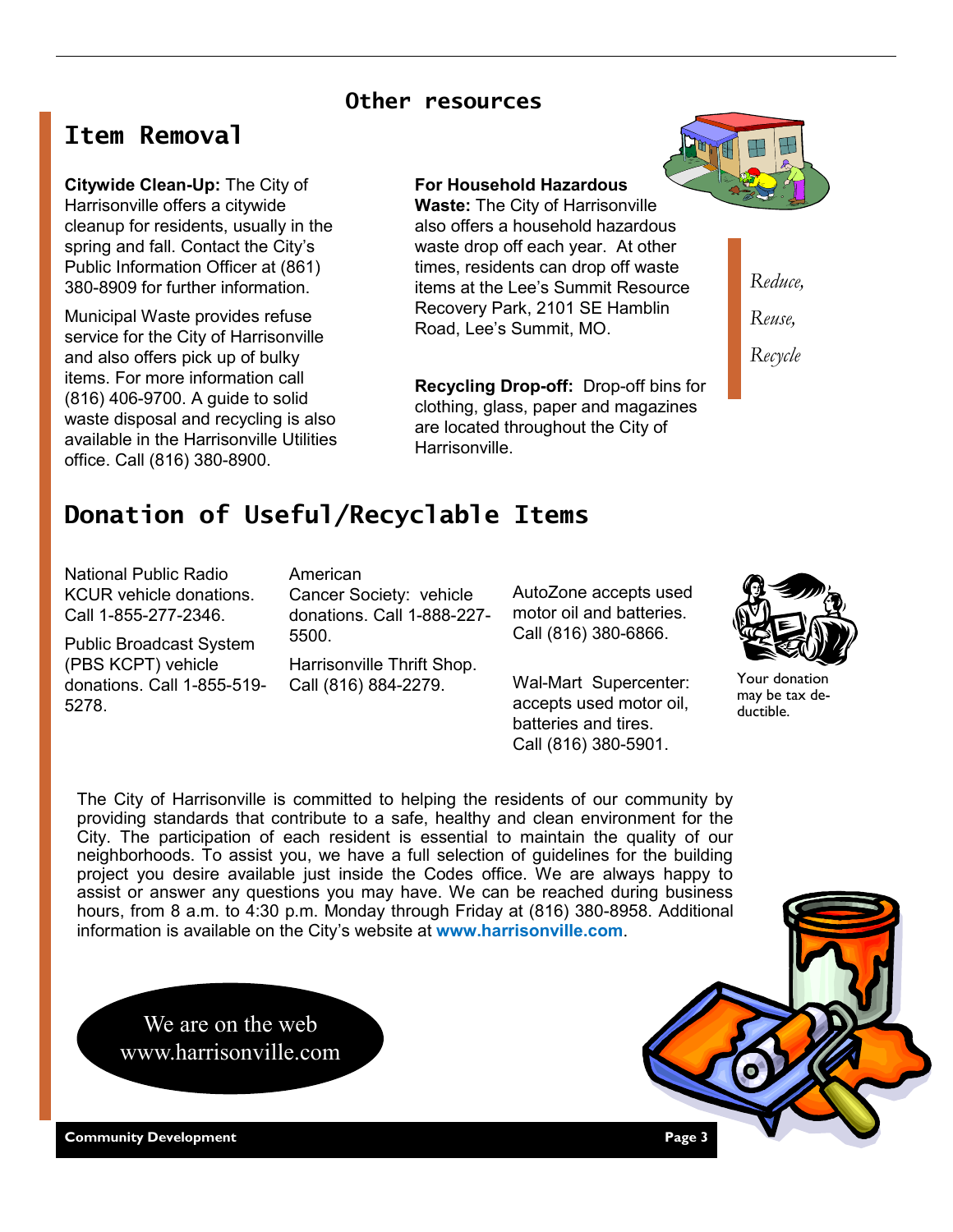## Other resources

## Item Removal

**Citywide Clean-Up:** The City of Harrisonville offers a citywide cleanup for residents, usually in the spring and fall. Contact the City's Public Information Officer at (861) 380-8909 for further information.

Municipal Waste provides refuse service for the City of Harrisonville and also offers pick up of bulky items. For more information call (816) 406-9700. A guide to solid waste disposal and recycling is also available in the Harrisonville Utilities office. Call (816) 380-8900.

**For Household Hazardous Waste:** The City of Harrisonville also offers a household hazardous waste drop off each year. At other times, residents can drop off waste items at the Lee's Summit Resource Recovery Park, 2101 SE Hamblin Road, Lee's Summit, MO.

**Recycling Drop-off:** Drop-off bins for clothing, glass, paper and magazines are located throughout the City of Harrisonville.

*Reduce,*

*Reuse,*

*Recycle*

## Donation of Useful/Recyclable Items

National Public Radio KCUR vehicle donations. Call 1-855-277-2346.

Public Broadcast System (PBS KCPT) vehicle donations. Call 1-855-519-5278.

American Cancer Society: vehicle donations. Call 1-888-227-5500.

Harrisonville Thrift Shop. Call (816) 884-2279.

AutoZone accepts used motor oil and batteries. Call (816) 380-6866.

Wal-Mart Supercenter: accepts used motor oil, batteries and tires. Call (816) 380-5901.

Your donation may be tax deductible.

The City of Harrisonville is committed to helping the residents of our community by providing standards that contribute to a safe, healthy and clean environment for the City. The participation of each resident is essential to maintain the quality of our neighborhoods. To assist you, we have a full selection of guidelines for the building project you desire available just inside the Codes office. We are always happy to assist or answer any questions you may have. We can be reached during business hours, from 8 a.m. to 4:30 p.m. Monday through Friday at (816) 380-8958. Additional information is available on the City's website at **www.harrisonville.com**.

We are on the web
www.harrisonville.com